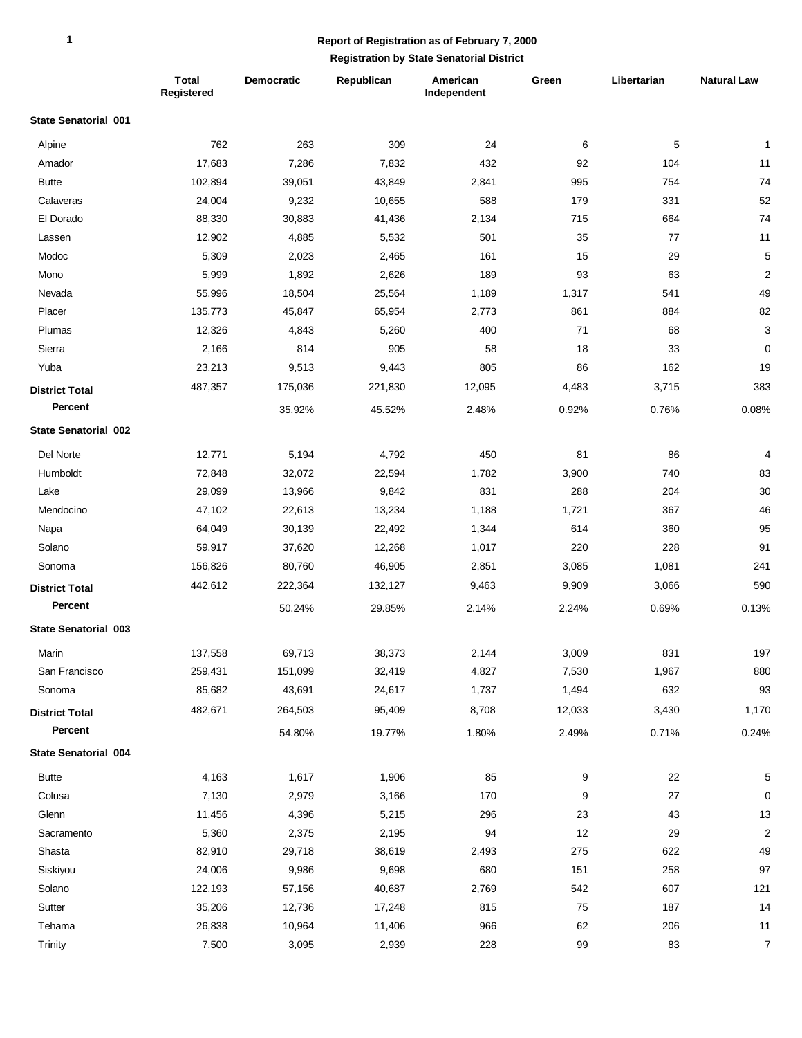**Report of Registration as of February 7, 2000**

**Registration by State Senatorial District**

| | Total Registered | Democratic | Republican | American Independent | Green | Libertarian | Natural Law |
|---|---|---|---|---|---|---|---|
| **State Senatorial 001** | | | | | | | |
| Alpine | 762 | 263 | 309 | 24 | 6 | 5 | 1 |
| Amador | 17,683 | 7,286 | 7,832 | 432 | 92 | 104 | 11 |
| Butte | 102,894 | 39,051 | 43,849 | 2,841 | 995 | 754 | 74 |
| Calaveras | 24,004 | 9,232 | 10,655 | 588 | 179 | 331 | 52 |
| El Dorado | 88,330 | 30,883 | 41,436 | 2,134 | 715 | 664 | 74 |
| Lassen | 12,902 | 4,885 | 5,532 | 501 | 35 | 77 | 11 |
| Modoc | 5,309 | 2,023 | 2,465 | 161 | 15 | 29 | 5 |
| Mono | 5,999 | 1,892 | 2,626 | 189 | 93 | 63 | 2 |
| Nevada | 55,996 | 18,504 | 25,564 | 1,189 | 1,317 | 541 | 49 |
| Placer | 135,773 | 45,847 | 65,954 | 2,773 | 861 | 884 | 82 |
| Plumas | 12,326 | 4,843 | 5,260 | 400 | 71 | 68 | 3 |
| Sierra | 2,166 | 814 | 905 | 58 | 18 | 33 | 0 |
| Yuba | 23,213 | 9,513 | 9,443 | 805 | 86 | 162 | 19 |
| **District Total** | 487,357 | 175,036 | 221,830 | 12,095 | 4,483 | 3,715 | 383 |
| **Percent** | | 35.92% | 45.52% | 2.48% | 0.92% | 0.76% | 0.08% |
| **State Senatorial 002** | | | | | | | |
| Del Norte | 12,771 | 5,194 | 4,792 | 450 | 81 | 86 | 4 |
| Humboldt | 72,848 | 32,072 | 22,594 | 1,782 | 3,900 | 740 | 83 |
| Lake | 29,099 | 13,966 | 9,842 | 831 | 288 | 204 | 30 |
| Mendocino | 47,102 | 22,613 | 13,234 | 1,188 | 1,721 | 367 | 46 |
| Napa | 64,049 | 30,139 | 22,492 | 1,344 | 614 | 360 | 95 |
| Solano | 59,917 | 37,620 | 12,268 | 1,017 | 220 | 228 | 91 |
| Sonoma | 156,826 | 80,760 | 46,905 | 2,851 | 3,085 | 1,081 | 241 |
| **District Total** | 442,612 | 222,364 | 132,127 | 9,463 | 9,909 | 3,066 | 590 |
| **Percent** | | 50.24% | 29.85% | 2.14% | 2.24% | 0.69% | 0.13% |
| **State Senatorial 003** | | | | | | | |
| Marin | 137,558 | 69,713 | 38,373 | 2,144 | 3,009 | 831 | 197 |
| San Francisco | 259,431 | 151,099 | 32,419 | 4,827 | 7,530 | 1,967 | 880 |
| Sonoma | 85,682 | 43,691 | 24,617 | 1,737 | 1,494 | 632 | 93 |
| **District Total** | 482,671 | 264,503 | 95,409 | 8,708 | 12,033 | 3,430 | 1,170 |
| **Percent** | | 54.80% | 19.77% | 1.80% | 2.49% | 0.71% | 0.24% |
| **State Senatorial 004** | | | | | | | |
| Butte | 4,163 | 1,617 | 1,906 | 85 | 9 | 22 | 5 |
| Colusa | 7,130 | 2,979 | 3,166 | 170 | 9 | 27 | 0 |
| Glenn | 11,456 | 4,396 | 5,215 | 296 | 23 | 43 | 13 |
| Sacramento | 5,360 | 2,375 | 2,195 | 94 | 12 | 29 | 2 |
| Shasta | 82,910 | 29,718 | 38,619 | 2,493 | 275 | 622 | 49 |
| Siskiyou | 24,006 | 9,986 | 9,698 | 680 | 151 | 258 | 97 |
| Solano | 122,193 | 57,156 | 40,687 | 2,769 | 542 | 607 | 121 |
| Sutter | 35,206 | 12,736 | 17,248 | 815 | 75 | 187 | 14 |
| Tehama | 26,838 | 10,964 | 11,406 | 966 | 62 | 206 | 11 |
| Trinity | 7,500 | 3,095 | 2,939 | 228 | 99 | 83 | 7 |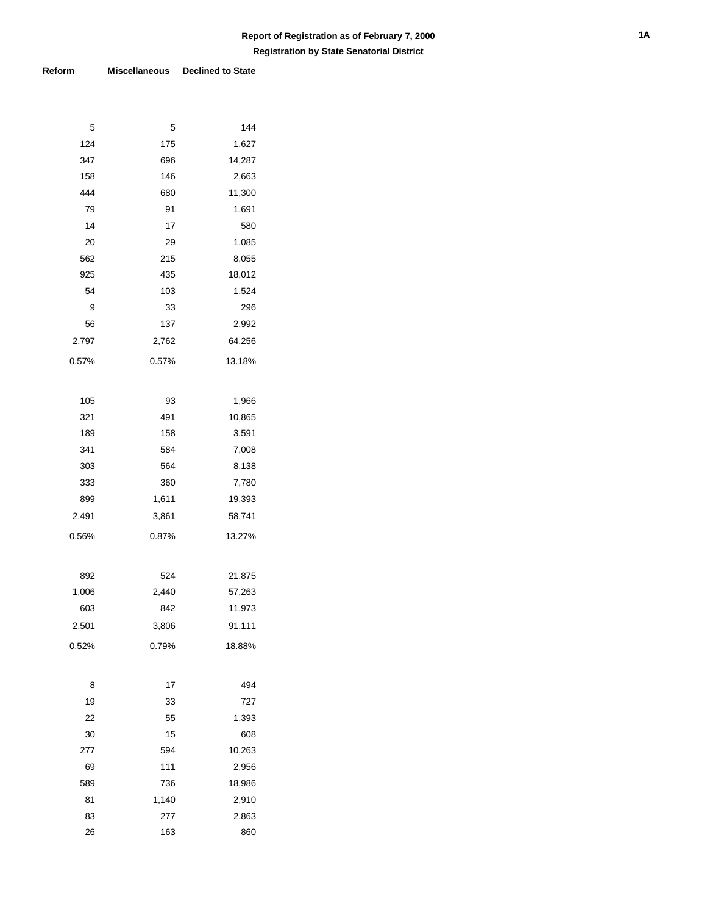## Report of Registration as of February 7, 2000

### Registration by State Senatorial District

| Reform | Miscellaneous | Declined to State |
|---|---|---|
| 5 | 5 | 144 |
| 124 | 175 | 1,627 |
| 347 | 696 | 14,287 |
| 158 | 146 | 2,663 |
| 444 | 680 | 11,300 |
| 79 | 91 | 1,691 |
| 14 | 17 | 580 |
| 20 | 29 | 1,085 |
| 562 | 215 | 8,055 |
| 925 | 435 | 18,012 |
| 54 | 103 | 1,524 |
| 9 | 33 | 296 |
| 56 | 137 | 2,992 |
| 2,797 | 2,762 | 64,256 |
| 0.57% | 0.57% | 13.18% |
| | | |
| 105 | 93 | 1,966 |
| 321 | 491 | 10,865 |
| 189 | 158 | 3,591 |
| 341 | 584 | 7,008 |
| 303 | 564 | 8,138 |
| 333 | 360 | 7,780 |
| 899 | 1,611 | 19,393 |
| 2,491 | 3,861 | 58,741 |
| 0.56% | 0.87% | 13.27% |
| | | |
| 892 | 524 | 21,875 |
| 1,006 | 2,440 | 57,263 |
| 603 | 842 | 11,973 |
| 2,501 | 3,806 | 91,111 |
| 0.52% | 0.79% | 18.88% |
| | | |
| 8 | 17 | 494 |
| 19 | 33 | 727 |
| 22 | 55 | 1,393 |
| 30 | 15 | 608 |
| 277 | 594 | 10,263 |
| 69 | 111 | 2,956 |
| 589 | 736 | 18,986 |
| 81 | 1,140 | 2,910 |
| 83 | 277 | 2,863 |
| 26 | 163 | 860 |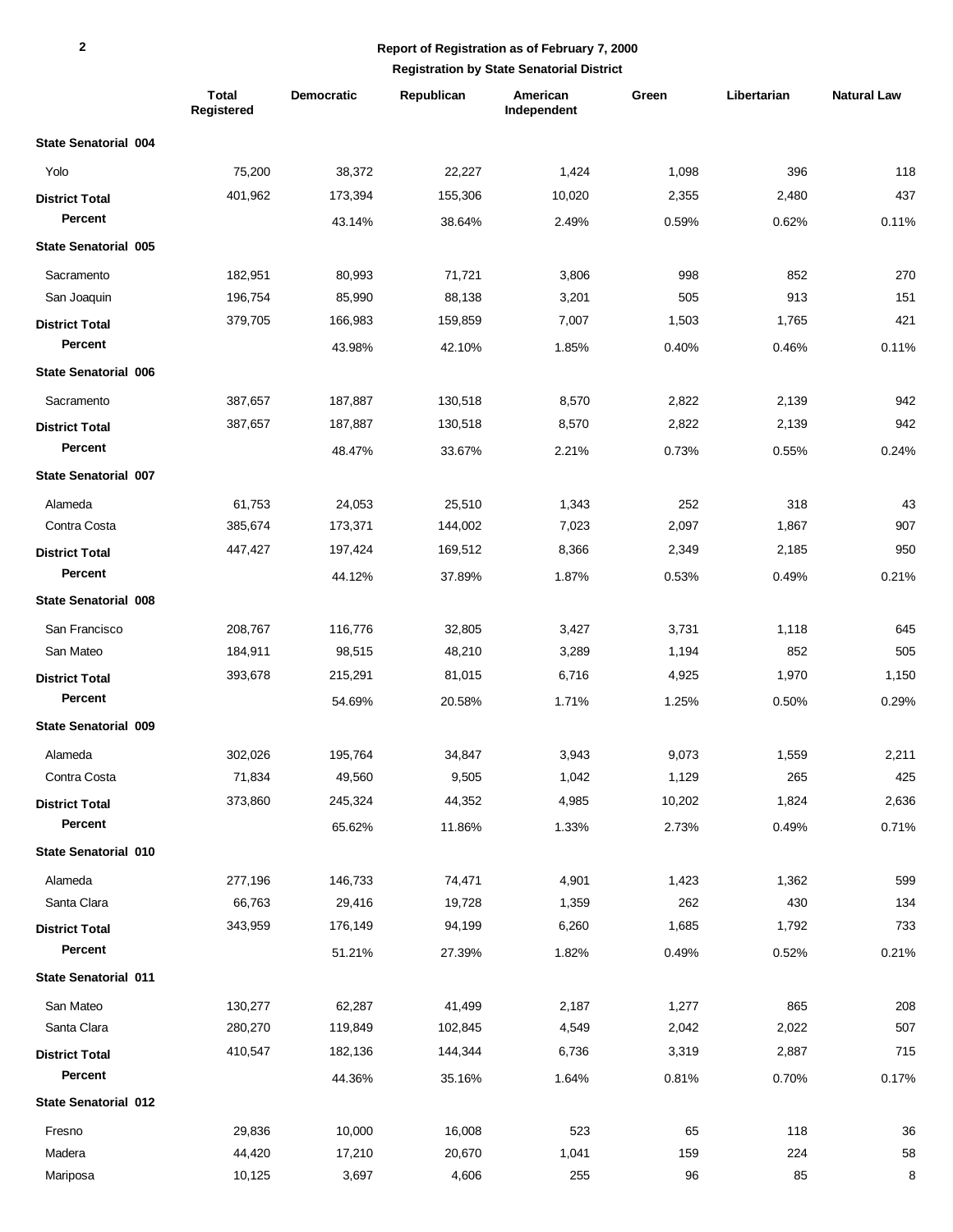**Report of Registration as of February 7, 2000**

**Registration by State Senatorial District**

| | Total Registered | Democratic | Republican | American Independent | Green | Libertarian | Natural Law |
|---|---|---|---|---|---|---|---|
| **State Senatorial 004** | | | | | | | |
| Yolo | 75,200 | 38,372 | 22,227 | 1,424 | 1,098 | 396 | 118 |
| **District Total** | 401,962 | 173,394 | 155,306 | 10,020 | 2,355 | 2,480 | 437 |
| **Percent** | | 43.14% | 38.64% | 2.49% | 0.59% | 0.62% | 0.11% |
| **State Senatorial 005** | | | | | | | |
| Sacramento | 182,951 | 80,993 | 71,721 | 3,806 | 998 | 852 | 270 |
| San Joaquin | 196,754 | 85,990 | 88,138 | 3,201 | 505 | 913 | 151 |
| **District Total** | 379,705 | 166,983 | 159,859 | 7,007 | 1,503 | 1,765 | 421 |
| **Percent** | | 43.98% | 42.10% | 1.85% | 0.40% | 0.46% | 0.11% |
| **State Senatorial 006** | | | | | | | |
| Sacramento | 387,657 | 187,887 | 130,518 | 8,570 | 2,822 | 2,139 | 942 |
| **District Total** | 387,657 | 187,887 | 130,518 | 8,570 | 2,822 | 2,139 | 942 |
| **Percent** | | 48.47% | 33.67% | 2.21% | 0.73% | 0.55% | 0.24% |
| **State Senatorial 007** | | | | | | | |
| Alameda | 61,753 | 24,053 | 25,510 | 1,343 | 252 | 318 | 43 |
| Contra Costa | 385,674 | 173,371 | 144,002 | 7,023 | 2,097 | 1,867 | 907 |
| **District Total** | 447,427 | 197,424 | 169,512 | 8,366 | 2,349 | 2,185 | 950 |
| **Percent** | | 44.12% | 37.89% | 1.87% | 0.53% | 0.49% | 0.21% |
| **State Senatorial 008** | | | | | | | |
| San Francisco | 208,767 | 116,776 | 32,805 | 3,427 | 3,731 | 1,118 | 645 |
| San Mateo | 184,911 | 98,515 | 48,210 | 3,289 | 1,194 | 852 | 505 |
| **District Total** | 393,678 | 215,291 | 81,015 | 6,716 | 4,925 | 1,970 | 1,150 |
| **Percent** | | 54.69% | 20.58% | 1.71% | 1.25% | 0.50% | 0.29% |
| **State Senatorial 009** | | | | | | | |
| Alameda | 302,026 | 195,764 | 34,847 | 3,943 | 9,073 | 1,559 | 2,211 |
| Contra Costa | 71,834 | 49,560 | 9,505 | 1,042 | 1,129 | 265 | 425 |
| **District Total** | 373,860 | 245,324 | 44,352 | 4,985 | 10,202 | 1,824 | 2,636 |
| **Percent** | | 65.62% | 11.86% | 1.33% | 2.73% | 0.49% | 0.71% |
| **State Senatorial 010** | | | | | | | |
| Alameda | 277,196 | 146,733 | 74,471 | 4,901 | 1,423 | 1,362 | 599 |
| Santa Clara | 66,763 | 29,416 | 19,728 | 1,359 | 262 | 430 | 134 |
| **District Total** | 343,959 | 176,149 | 94,199 | 6,260 | 1,685 | 1,792 | 733 |
| **Percent** | | 51.21% | 27.39% | 1.82% | 0.49% | 0.52% | 0.21% |
| **State Senatorial 011** | | | | | | | |
| San Mateo | 130,277 | 62,287 | 41,499 | 2,187 | 1,277 | 865 | 208 |
| Santa Clara | 280,270 | 119,849 | 102,845 | 4,549 | 2,042 | 2,022 | 507 |
| **District Total** | 410,547 | 182,136 | 144,344 | 6,736 | 3,319 | 2,887 | 715 |
| **Percent** | | 44.36% | 35.16% | 1.64% | 0.81% | 0.70% | 0.17% |
| **State Senatorial 012** | | | | | | | |
| Fresno | 29,836 | 10,000 | 16,008 | 523 | 65 | 118 | 36 |
| Madera | 44,420 | 17,210 | 20,670 | 1,041 | 159 | 224 | 58 |
| Mariposa | 10,125 | 3,697 | 4,606 | 255 | 96 | 85 | 8 |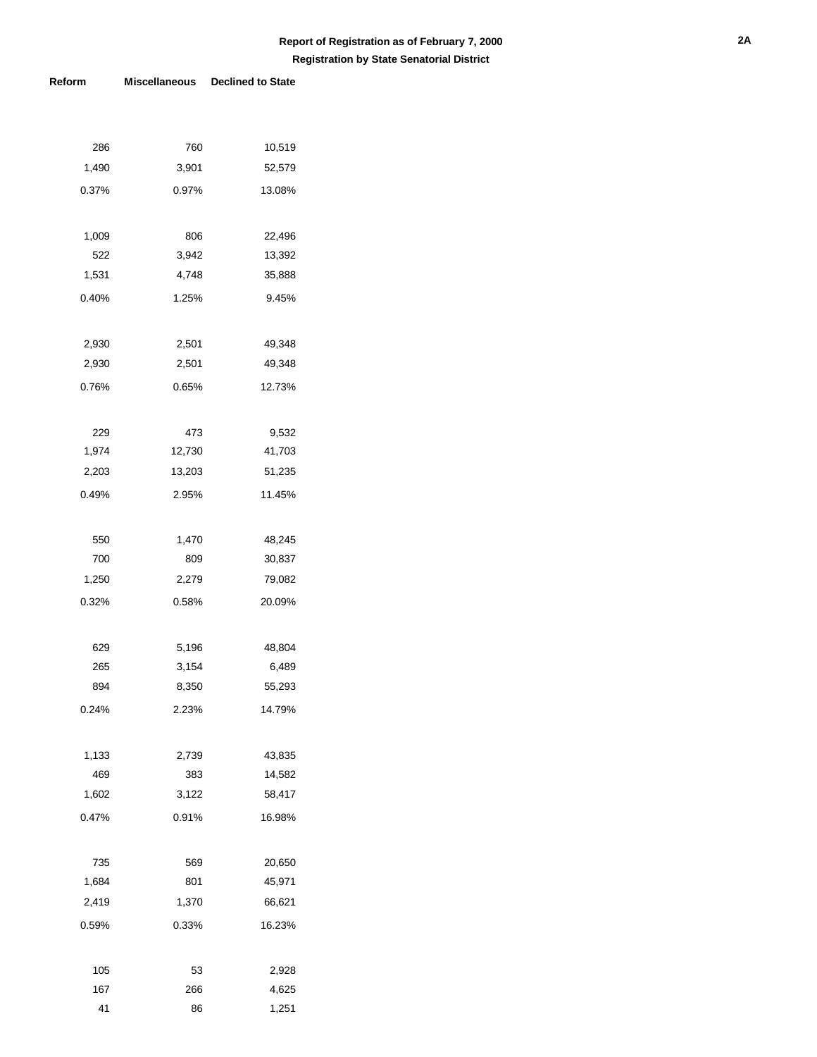**Report of Registration as of February 7, 2000**

**Registration by State Senatorial District**

| Reform | Miscellaneous | Declined to State |
|---|---|---|
| | | |
| 286 | 760 | 10,519 |
| 1,490 | 3,901 | 52,579 |
| 0.37% | 0.97% | 13.08% |
| | | |
| 1,009 | 806 | 22,496 |
| 522 | 3,942 | 13,392 |
| 1,531 | 4,748 | 35,888 |
| 0.40% | 1.25% | 9.45% |
| | | |
| 2,930 | 2,501 | 49,348 |
| 2,930 | 2,501 | 49,348 |
| 0.76% | 0.65% | 12.73% |
| | | |
| 229 | 473 | 9,532 |
| 1,974 | 12,730 | 41,703 |
| 2,203 | 13,203 | 51,235 |
| 0.49% | 2.95% | 11.45% |
| | | |
| 550 | 1,470 | 48,245 |
| 700 | 809 | 30,837 |
| 1,250 | 2,279 | 79,082 |
| 0.32% | 0.58% | 20.09% |
| | | |
| 629 | 5,196 | 48,804 |
| 265 | 3,154 | 6,489 |
| 894 | 8,350 | 55,293 |
| 0.24% | 2.23% | 14.79% |
| | | |
| 1,133 | 2,739 | 43,835 |
| 469 | 383 | 14,582 |
| 1,602 | 3,122 | 58,417 |
| 0.47% | 0.91% | 16.98% |
| | | |
| 735 | 569 | 20,650 |
| 1,684 | 801 | 45,971 |
| 2,419 | 1,370 | 66,621 |
| 0.59% | 0.33% | 16.23% |
| | | |
| 105 | 53 | 2,928 |
| 167 | 266 | 4,625 |
| 41 | 86 | 1,251 |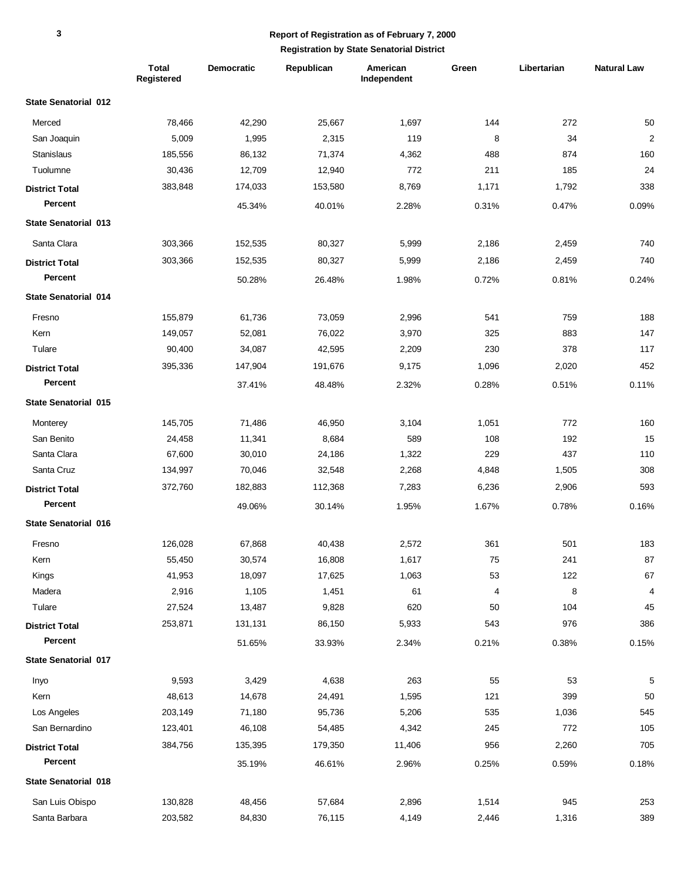**Report of Registration as of February 7, 2000**

**Registration by State Senatorial District**

| | Total Registered | Democratic | Republican | American Independent | Green | Libertarian | Natural Law |
|---|---|---|---|---|---|---|---|
| **State Senatorial 012** | | | | | | | |
| Merced | 78,466 | 42,290 | 25,667 | 1,697 | 144 | 272 | 50 |
| San Joaquin | 5,009 | 1,995 | 2,315 | 119 | 8 | 34 | 2 |
| Stanislaus | 185,556 | 86,132 | 71,374 | 4,362 | 488 | 874 | 160 |
| Tuolumne | 30,436 | 12,709 | 12,940 | 772 | 211 | 185 | 24 |
| **District Total** | 383,848 | 174,033 | 153,580 | 8,769 | 1,171 | 1,792 | 338 |
| **Percent** | | 45.34% | 40.01% | 2.28% | 0.31% | 0.47% | 0.09% |
| **State Senatorial 013** | | | | | | | |
| Santa Clara | 303,366 | 152,535 | 80,327 | 5,999 | 2,186 | 2,459 | 740 |
| **District Total** | 303,366 | 152,535 | 80,327 | 5,999 | 2,186 | 2,459 | 740 |
| **Percent** | | 50.28% | 26.48% | 1.98% | 0.72% | 0.81% | 0.24% |
| **State Senatorial 014** | | | | | | | |
| Fresno | 155,879 | 61,736 | 73,059 | 2,996 | 541 | 759 | 188 |
| Kern | 149,057 | 52,081 | 76,022 | 3,970 | 325 | 883 | 147 |
| Tulare | 90,400 | 34,087 | 42,595 | 2,209 | 230 | 378 | 117 |
| **District Total** | 395,336 | 147,904 | 191,676 | 9,175 | 1,096 | 2,020 | 452 |
| **Percent** | | 37.41% | 48.48% | 2.32% | 0.28% | 0.51% | 0.11% |
| **State Senatorial 015** | | | | | | | |
| Monterey | 145,705 | 71,486 | 46,950 | 3,104 | 1,051 | 772 | 160 |
| San Benito | 24,458 | 11,341 | 8,684 | 589 | 108 | 192 | 15 |
| Santa Clara | 67,600 | 30,010 | 24,186 | 1,322 | 229 | 437 | 110 |
| Santa Cruz | 134,997 | 70,046 | 32,548 | 2,268 | 4,848 | 1,505 | 308 |
| **District Total** | 372,760 | 182,883 | 112,368 | 7,283 | 6,236 | 2,906 | 593 |
| **Percent** | | 49.06% | 30.14% | 1.95% | 1.67% | 0.78% | 0.16% |
| **State Senatorial 016** | | | | | | | |
| Fresno | 126,028 | 67,868 | 40,438 | 2,572 | 361 | 501 | 183 |
| Kern | 55,450 | 30,574 | 16,808 | 1,617 | 75 | 241 | 87 |
| Kings | 41,953 | 18,097 | 17,625 | 1,063 | 53 | 122 | 67 |
| Madera | 2,916 | 1,105 | 1,451 | 61 | 4 | 8 | 4 |
| Tulare | 27,524 | 13,487 | 9,828 | 620 | 50 | 104 | 45 |
| **District Total** | 253,871 | 131,131 | 86,150 | 5,933 | 543 | 976 | 386 |
| **Percent** | | 51.65% | 33.93% | 2.34% | 0.21% | 0.38% | 0.15% |
| **State Senatorial 017** | | | | | | | |
| Inyo | 9,593 | 3,429 | 4,638 | 263 | 55 | 53 | 5 |
| Kern | 48,613 | 14,678 | 24,491 | 1,595 | 121 | 399 | 50 |
| Los Angeles | 203,149 | 71,180 | 95,736 | 5,206 | 535 | 1,036 | 545 |
| San Bernardino | 123,401 | 46,108 | 54,485 | 4,342 | 245 | 772 | 105 |
| **District Total** | 384,756 | 135,395 | 179,350 | 11,406 | 956 | 2,260 | 705 |
| **Percent** | | 35.19% | 46.61% | 2.96% | 0.25% | 0.59% | 0.18% |
| **State Senatorial 018** | | | | | | | |
| San Luis Obispo | 130,828 | 48,456 | 57,684 | 2,896 | 1,514 | 945 | 253 |
| Santa Barbara | 203,582 | 84,830 | 76,115 | 4,149 | 2,446 | 1,316 | 389 |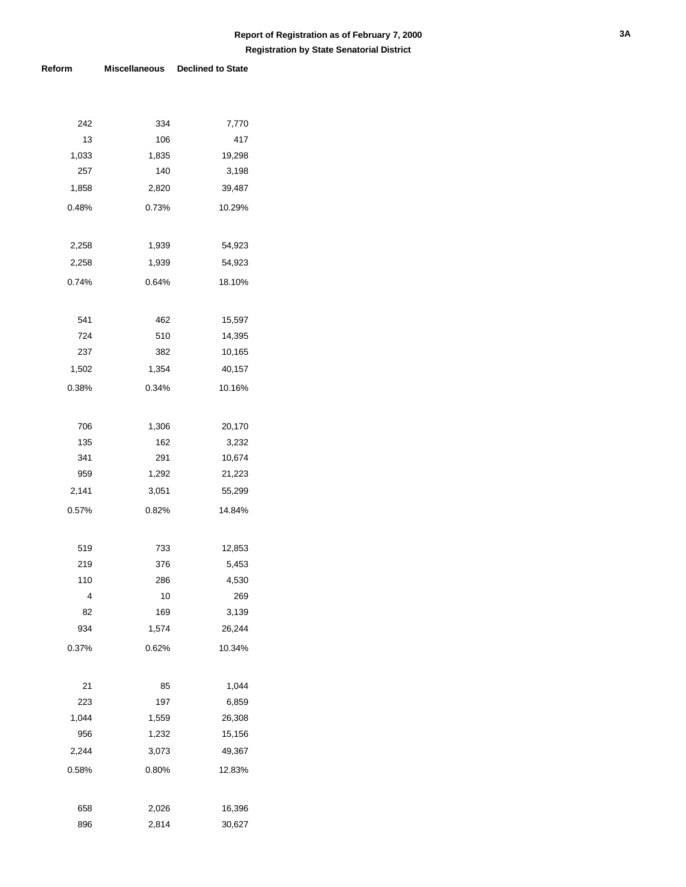**Report of Registration as of February 7, 2000**

**Registration by State Senatorial District**

| Reform | Miscellaneous | Declined to State |
|---|---|---|
| 242 | 334 | 7,770 |
| 13 | 106 | 417 |
| 1,033 | 1,835 | 19,298 |
| 257 | 140 | 3,198 |
| 1,858 | 2,820 | 39,487 |
| 0.48% | 0.73% | 10.29% |
| | | |
| 2,258 | 1,939 | 54,923 |
| 2,258 | 1,939 | 54,923 |
| 0.74% | 0.64% | 18.10% |
| | | |
| 541 | 462 | 15,597 |
| 724 | 510 | 14,395 |
| 237 | 382 | 10,165 |
| 1,502 | 1,354 | 40,157 |
| 0.38% | 0.34% | 10.16% |
| | | |
| 706 | 1,306 | 20,170 |
| 135 | 162 | 3,232 |
| 341 | 291 | 10,674 |
| 959 | 1,292 | 21,223 |
| 2,141 | 3,051 | 55,299 |
| 0.57% | 0.82% | 14.84% |
| | | |
| 519 | 733 | 12,853 |
| 219 | 376 | 5,453 |
| 110 | 286 | 4,530 |
| 4 | 10 | 269 |
| 82 | 169 | 3,139 |
| 934 | 1,574 | 26,244 |
| 0.37% | 0.62% | 10.34% |
| | | |
| 21 | 85 | 1,044 |
| 223 | 197 | 6,859 |
| 1,044 | 1,559 | 26,308 |
| 956 | 1,232 | 15,156 |
| 2,244 | 3,073 | 49,367 |
| 0.58% | 0.80% | 12.83% |
| | | |
| 658 | 2,026 | 16,396 |
| 896 | 2,814 | 30,627 |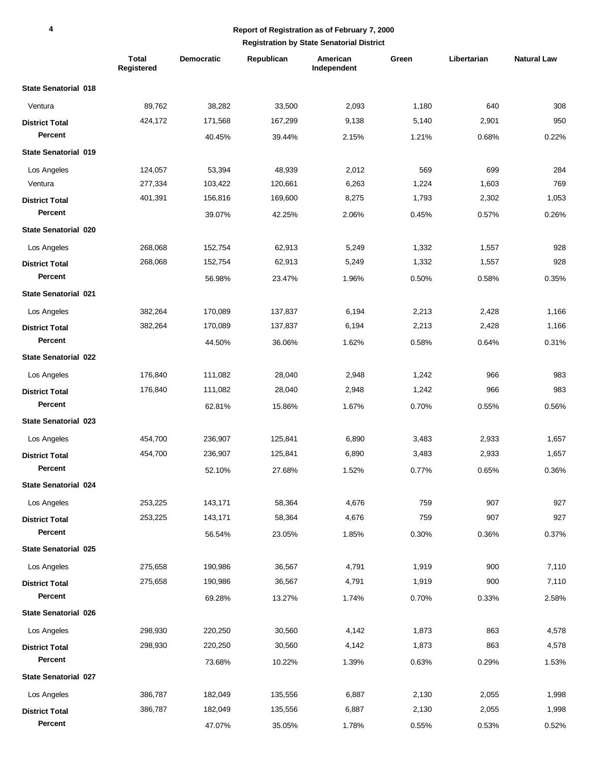**Report of Registration as of February 7, 2000**

**Registration by State Senatorial District**

| | Total Registered | Democratic | Republican | American Independent | Green | Libertarian | Natural Law |
|---|---|---|---|---|---|---|---|
| **State Senatorial 018** | | | | | | | |
| Ventura | 89,762 | 38,282 | 33,500 | 2,093 | 1,180 | 640 | 308 |
| **District Total** | 424,172 | 171,568 | 167,299 | 9,138 | 5,140 | 2,901 | 950 |
| **Percent** | | 40.45% | 39.44% | 2.15% | 1.21% | 0.68% | 0.22% |
| **State Senatorial 019** | | | | | | | |
| Los Angeles | 124,057 | 53,394 | 48,939 | 2,012 | 569 | 699 | 284 |
| Ventura | 277,334 | 103,422 | 120,661 | 6,263 | 1,224 | 1,603 | 769 |
| **District Total** | 401,391 | 156,816 | 169,600 | 8,275 | 1,793 | 2,302 | 1,053 |
| **Percent** | | 39.07% | 42.25% | 2.06% | 0.45% | 0.57% | 0.26% |
| **State Senatorial 020** | | | | | | | |
| Los Angeles | 268,068 | 152,754 | 62,913 | 5,249 | 1,332 | 1,557 | 928 |
| **District Total** | 268,068 | 152,754 | 62,913 | 5,249 | 1,332 | 1,557 | 928 |
| **Percent** | | 56.98% | 23.47% | 1.96% | 0.50% | 0.58% | 0.35% |
| **State Senatorial 021** | | | | | | | |
| Los Angeles | 382,264 | 170,089 | 137,837 | 6,194 | 2,213 | 2,428 | 1,166 |
| **District Total** | 382,264 | 170,089 | 137,837 | 6,194 | 2,213 | 2,428 | 1,166 |
| **Percent** | | 44.50% | 36.06% | 1.62% | 0.58% | 0.64% | 0.31% |
| **State Senatorial 022** | | | | | | | |
| Los Angeles | 176,840 | 111,082 | 28,040 | 2,948 | 1,242 | 966 | 983 |
| **District Total** | 176,840 | 111,082 | 28,040 | 2,948 | 1,242 | 966 | 983 |
| **Percent** | | 62.81% | 15.86% | 1.67% | 0.70% | 0.55% | 0.56% |
| **State Senatorial 023** | | | | | | | |
| Los Angeles | 454,700 | 236,907 | 125,841 | 6,890 | 3,483 | 2,933 | 1,657 |
| **District Total** | 454,700 | 236,907 | 125,841 | 6,890 | 3,483 | 2,933 | 1,657 |
| **Percent** | | 52.10% | 27.68% | 1.52% | 0.77% | 0.65% | 0.36% |
| **State Senatorial 024** | | | | | | | |
| Los Angeles | 253,225 | 143,171 | 58,364 | 4,676 | 759 | 907 | 927 |
| **District Total** | 253,225 | 143,171 | 58,364 | 4,676 | 759 | 907 | 927 |
| **Percent** | | 56.54% | 23.05% | 1.85% | 0.30% | 0.36% | 0.37% |
| **State Senatorial 025** | | | | | | | |
| Los Angeles | 275,658 | 190,986 | 36,567 | 4,791 | 1,919 | 900 | 7,110 |
| **District Total** | 275,658 | 190,986 | 36,567 | 4,791 | 1,919 | 900 | 7,110 |
| **Percent** | | 69.28% | 13.27% | 1.74% | 0.70% | 0.33% | 2.58% |
| **State Senatorial 026** | | | | | | | |
| Los Angeles | 298,930 | 220,250 | 30,560 | 4,142 | 1,873 | 863 | 4,578 |
| **District Total** | 298,930 | 220,250 | 30,560 | 4,142 | 1,873 | 863 | 4,578 |
| **Percent** | | 73.68% | 10.22% | 1.39% | 0.63% | 0.29% | 1.53% |
| **State Senatorial 027** | | | | | | | |
| Los Angeles | 386,787 | 182,049 | 135,556 | 6,887 | 2,130 | 2,055 | 1,998 |
| **District Total** | 386,787 | 182,049 | 135,556 | 6,887 | 2,130 | 2,055 | 1,998 |
| **Percent** | | 47.07% | 35.05% | 1.78% | 0.55% | 0.53% | 0.52% |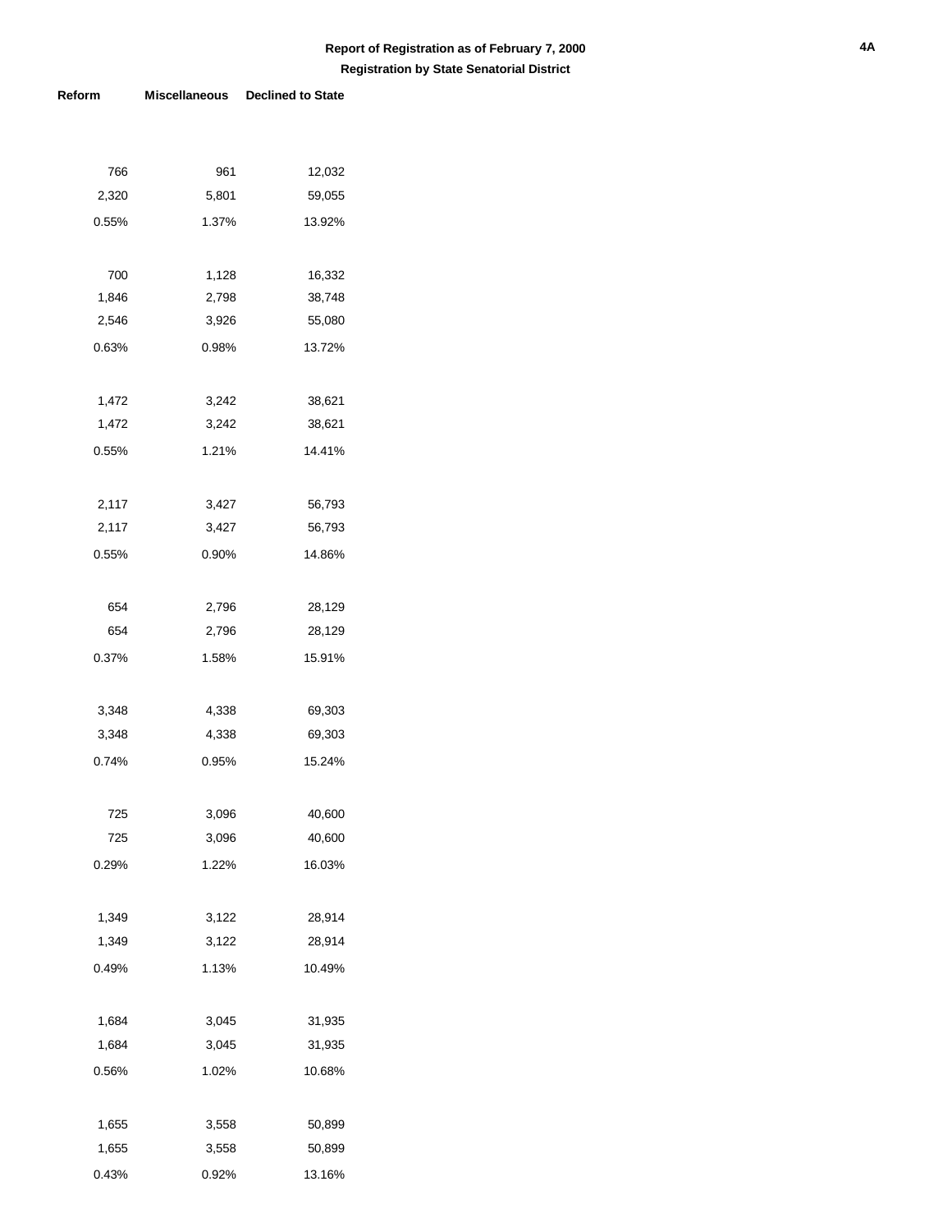**Report of Registration as of February 7, 2000**

**Registration by State Senatorial District**

| Reform | Miscellaneous | Declined to State |
|---|---|---|
| 766 | 961 | 12,032 |
| 2,320 | 5,801 | 59,055 |
| 0.55% | 1.37% | 13.92% |
| | | |
| 700 | 1,128 | 16,332 |
| 1,846 | 2,798 | 38,748 |
| 2,546 | 3,926 | 55,080 |
| 0.63% | 0.98% | 13.72% |
| | | |
| 1,472 | 3,242 | 38,621 |
| 1,472 | 3,242 | 38,621 |
| 0.55% | 1.21% | 14.41% |
| | | |
| 2,117 | 3,427 | 56,793 |
| 2,117 | 3,427 | 56,793 |
| 0.55% | 0.90% | 14.86% |
| | | |
| 654 | 2,796 | 28,129 |
| 654 | 2,796 | 28,129 |
| 0.37% | 1.58% | 15.91% |
| | | |
| 3,348 | 4,338 | 69,303 |
| 3,348 | 4,338 | 69,303 |
| 0.74% | 0.95% | 15.24% |
| | | |
| 725 | 3,096 | 40,600 |
| 725 | 3,096 | 40,600 |
| 0.29% | 1.22% | 16.03% |
| | | |
| 1,349 | 3,122 | 28,914 |
| 1,349 | 3,122 | 28,914 |
| 0.49% | 1.13% | 10.49% |
| | | |
| 1,684 | 3,045 | 31,935 |
| 1,684 | 3,045 | 31,935 |
| 0.56% | 1.02% | 10.68% |
| | | |
| 1,655 | 3,558 | 50,899 |
| 1,655 | 3,558 | 50,899 |
| 0.43% | 0.92% | 13.16% |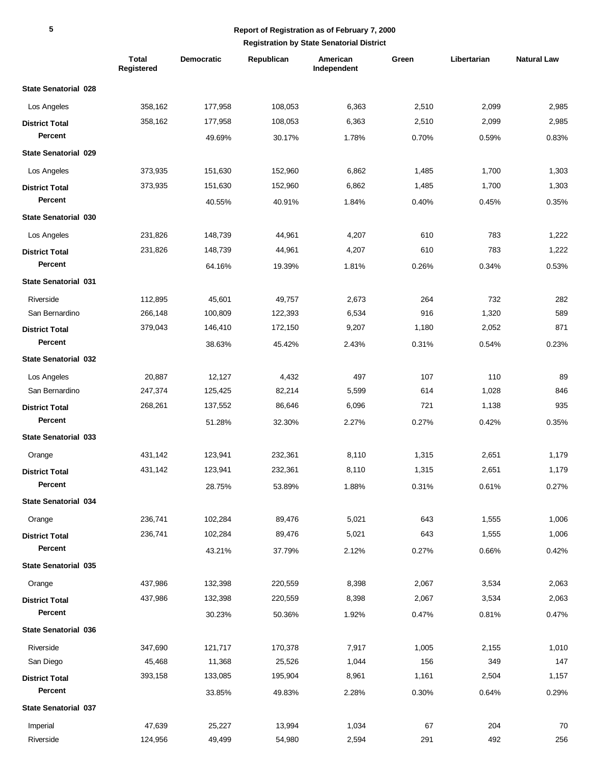**Report of Registration as of February 7, 2000**

**Registration by State Senatorial District**

| | Total Registered | Democratic | Republican | American Independent | Green | Libertarian | Natural Law |
|---|---|---|---|---|---|---|---|
| **State Senatorial 028** | | | | | | | |
| Los Angeles | 358,162 | 177,958 | 108,053 | 6,363 | 2,510 | 2,099 | 2,985 |
| **District Total** | 358,162 | 177,958 | 108,053 | 6,363 | 2,510 | 2,099 | 2,985 |
| **Percent** | | 49.69% | 30.17% | 1.78% | 0.70% | 0.59% | 0.83% |
| **State Senatorial 029** | | | | | | | |
| Los Angeles | 373,935 | 151,630 | 152,960 | 6,862 | 1,485 | 1,700 | 1,303 |
| **District Total** | 373,935 | 151,630 | 152,960 | 6,862 | 1,485 | 1,700 | 1,303 |
| **Percent** | | 40.55% | 40.91% | 1.84% | 0.40% | 0.45% | 0.35% |
| **State Senatorial 030** | | | | | | | |
| Los Angeles | 231,826 | 148,739 | 44,961 | 4,207 | 610 | 783 | 1,222 |
| **District Total** | 231,826 | 148,739 | 44,961 | 4,207 | 610 | 783 | 1,222 |
| **Percent** | | 64.16% | 19.39% | 1.81% | 0.26% | 0.34% | 0.53% |
| **State Senatorial 031** | | | | | | | |
| Riverside | 112,895 | 45,601 | 49,757 | 2,673 | 264 | 732 | 282 |
| San Bernardino | 266,148 | 100,809 | 122,393 | 6,534 | 916 | 1,320 | 589 |
| **District Total** | 379,043 | 146,410 | 172,150 | 9,207 | 1,180 | 2,052 | 871 |
| **Percent** | | 38.63% | 45.42% | 2.43% | 0.31% | 0.54% | 0.23% |
| **State Senatorial 032** | | | | | | | |
| Los Angeles | 20,887 | 12,127 | 4,432 | 497 | 107 | 110 | 89 |
| San Bernardino | 247,374 | 125,425 | 82,214 | 5,599 | 614 | 1,028 | 846 |
| **District Total** | 268,261 | 137,552 | 86,646 | 6,096 | 721 | 1,138 | 935 |
| **Percent** | | 51.28% | 32.30% | 2.27% | 0.27% | 0.42% | 0.35% |
| **State Senatorial 033** | | | | | | | |
| Orange | 431,142 | 123,941 | 232,361 | 8,110 | 1,315 | 2,651 | 1,179 |
| **District Total** | 431,142 | 123,941 | 232,361 | 8,110 | 1,315 | 2,651 | 1,179 |
| **Percent** | | 28.75% | 53.89% | 1.88% | 0.31% | 0.61% | 0.27% |
| **State Senatorial 034** | | | | | | | |
| Orange | 236,741 | 102,284 | 89,476 | 5,021 | 643 | 1,555 | 1,006 |
| **District Total** | 236,741 | 102,284 | 89,476 | 5,021 | 643 | 1,555 | 1,006 |
| **Percent** | | 43.21% | 37.79% | 2.12% | 0.27% | 0.66% | 0.42% |
| **State Senatorial 035** | | | | | | | |
| Orange | 437,986 | 132,398 | 220,559 | 8,398 | 2,067 | 3,534 | 2,063 |
| **District Total** | 437,986 | 132,398 | 220,559 | 8,398 | 2,067 | 3,534 | 2,063 |
| **Percent** | | 30.23% | 50.36% | 1.92% | 0.47% | 0.81% | 0.47% |
| **State Senatorial 036** | | | | | | | |
| Riverside | 347,690 | 121,717 | 170,378 | 7,917 | 1,005 | 2,155 | 1,010 |
| San Diego | 45,468 | 11,368 | 25,526 | 1,044 | 156 | 349 | 147 |
| **District Total** | 393,158 | 133,085 | 195,904 | 8,961 | 1,161 | 2,504 | 1,157 |
| **Percent** | | 33.85% | 49.83% | 2.28% | 0.30% | 0.64% | 0.29% |
| **State Senatorial 037** | | | | | | | |
| Imperial | 47,639 | 25,227 | 13,994 | 1,034 | 67 | 204 | 70 |
| Riverside | 124,956 | 49,499 | 54,980 | 2,594 | 291 | 492 | 256 |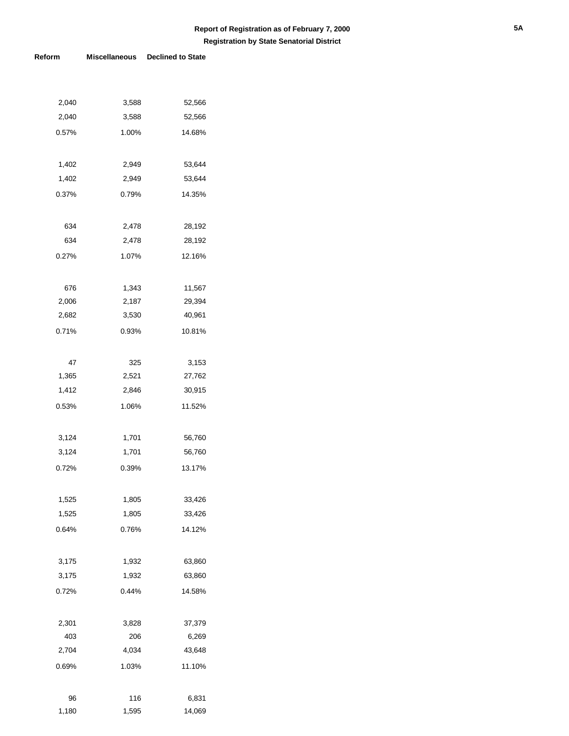**Report of Registration as of February 7, 2000**

**Registration by State Senatorial District**

| Reform | Miscellaneous | Declined to State |
|---|---|---|
| 2,040 | 3,588 | 52,566 |
| 2,040 | 3,588 | 52,566 |
| 0.57% | 1.00% | 14.68% |
| 1,402 | 2,949 | 53,644 |
| 1,402 | 2,949 | 53,644 |
| 0.37% | 0.79% | 14.35% |
| 634 | 2,478 | 28,192 |
| 634 | 2,478 | 28,192 |
| 0.27% | 1.07% | 12.16% |
| 676 | 1,343 | 11,567 |
| 2,006 | 2,187 | 29,394 |
| 2,682 | 3,530 | 40,961 |
| 0.71% | 0.93% | 10.81% |
| 47 | 325 | 3,153 |
| 1,365 | 2,521 | 27,762 |
| 1,412 | 2,846 | 30,915 |
| 0.53% | 1.06% | 11.52% |
| 3,124 | 1,701 | 56,760 |
| 3,124 | 1,701 | 56,760 |
| 0.72% | 0.39% | 13.17% |
| 1,525 | 1,805 | 33,426 |
| 1,525 | 1,805 | 33,426 |
| 0.64% | 0.76% | 14.12% |
| 3,175 | 1,932 | 63,860 |
| 3,175 | 1,932 | 63,860 |
| 0.72% | 0.44% | 14.58% |
| 2,301 | 3,828 | 37,379 |
| 403 | 206 | 6,269 |
| 2,704 | 4,034 | 43,648 |
| 0.69% | 1.03% | 11.10% |
| 96 | 116 | 6,831 |
| 1,180 | 1,595 | 14,069 |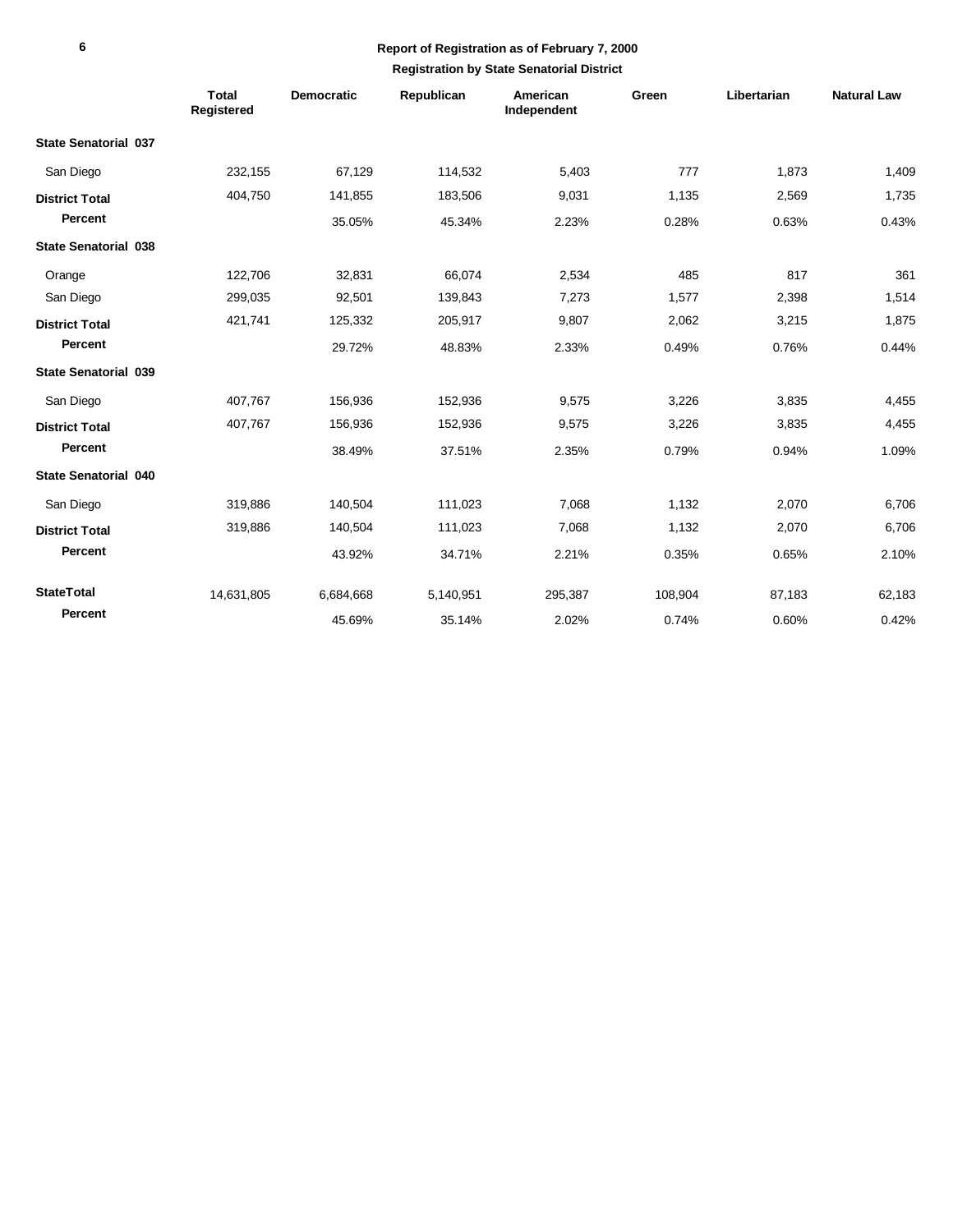**Report of Registration as of February 7, 2000**

**Registration by State Senatorial District**

| | Total Registered | Democratic | Republican | American Independent | Green | Libertarian | Natural Law |
|---|---|---|---|---|---|---|---|
| **State Senatorial 037** | | | | | | | |
| San Diego | 232,155 | 67,129 | 114,532 | 5,403 | 777 | 1,873 | 1,409 |
| **District Total** | 404,750 | 141,855 | 183,506 | 9,031 | 1,135 | 2,569 | 1,735 |
| **Percent** | | 35.05% | 45.34% | 2.23% | 0.28% | 0.63% | 0.43% |
| **State Senatorial 038** | | | | | | | |
| Orange | 122,706 | 32,831 | 66,074 | 2,534 | 485 | 817 | 361 |
| San Diego | 299,035 | 92,501 | 139,843 | 7,273 | 1,577 | 2,398 | 1,514 |
| **District Total** | 421,741 | 125,332 | 205,917 | 9,807 | 2,062 | 3,215 | 1,875 |
| **Percent** | | 29.72% | 48.83% | 2.33% | 0.49% | 0.76% | 0.44% |
| **State Senatorial 039** | | | | | | | |
| San Diego | 407,767 | 156,936 | 152,936 | 9,575 | 3,226 | 3,835 | 4,455 |
| **District Total** | 407,767 | 156,936 | 152,936 | 9,575 | 3,226 | 3,835 | 4,455 |
| **Percent** | | 38.49% | 37.51% | 2.35% | 0.79% | 0.94% | 1.09% |
| **State Senatorial 040** | | | | | | | |
| San Diego | 319,886 | 140,504 | 111,023 | 7,068 | 1,132 | 2,070 | 6,706 |
| **District Total** | 319,886 | 140,504 | 111,023 | 7,068 | 1,132 | 2,070 | 6,706 |
| **Percent** | | 43.92% | 34.71% | 2.21% | 0.35% | 0.65% | 2.10% |
| **StateTotal** | 14,631,805 | 6,684,668 | 5,140,951 | 295,387 | 108,904 | 87,183 | 62,183 |
| **Percent** | | 45.69% | 35.14% | 2.02% | 0.74% | 0.60% | 0.42% |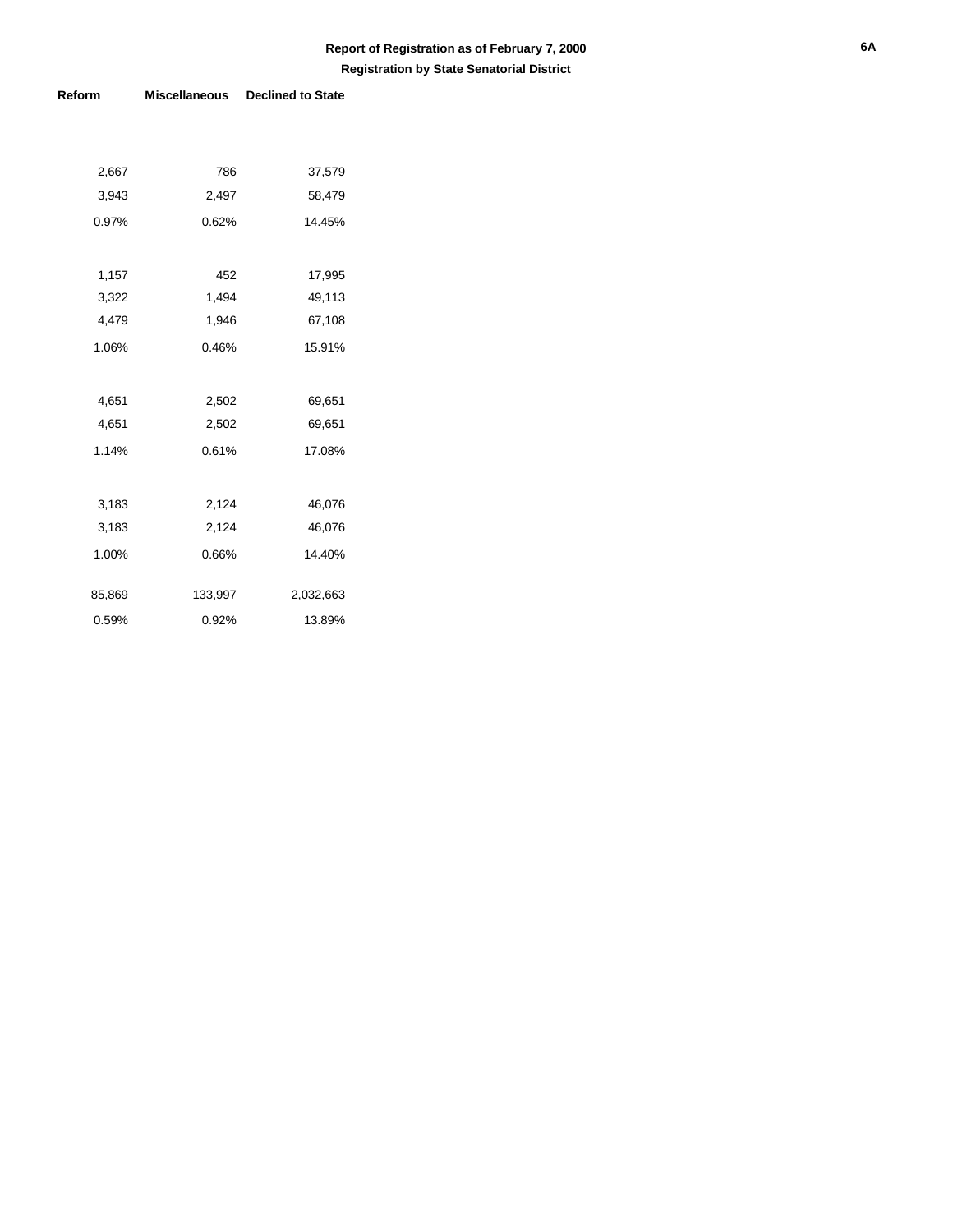**Report of Registration as of February 7, 2000**

**Registration by State Senatorial District**

| Reform | Miscellaneous | Declined to State |
|---|---|---|
| 2,667 | 786 | 37,579 |
| 3,943 | 2,497 | 58,479 |
| 0.97% | 0.62% | 14.45% |
| 1,157 | 452 | 17,995 |
| 3,322 | 1,494 | 49,113 |
| 4,479 | 1,946 | 67,108 |
| 1.06% | 0.46% | 15.91% |
| 4,651 | 2,502 | 69,651 |
| 4,651 | 2,502 | 69,651 |
| 1.14% | 0.61% | 17.08% |
| 3,183 | 2,124 | 46,076 |
| 3,183 | 2,124 | 46,076 |
| 1.00% | 0.66% | 14.40% |
| 85,869 | 133,997 | 2,032,663 |
| 0.59% | 0.92% | 13.89% |